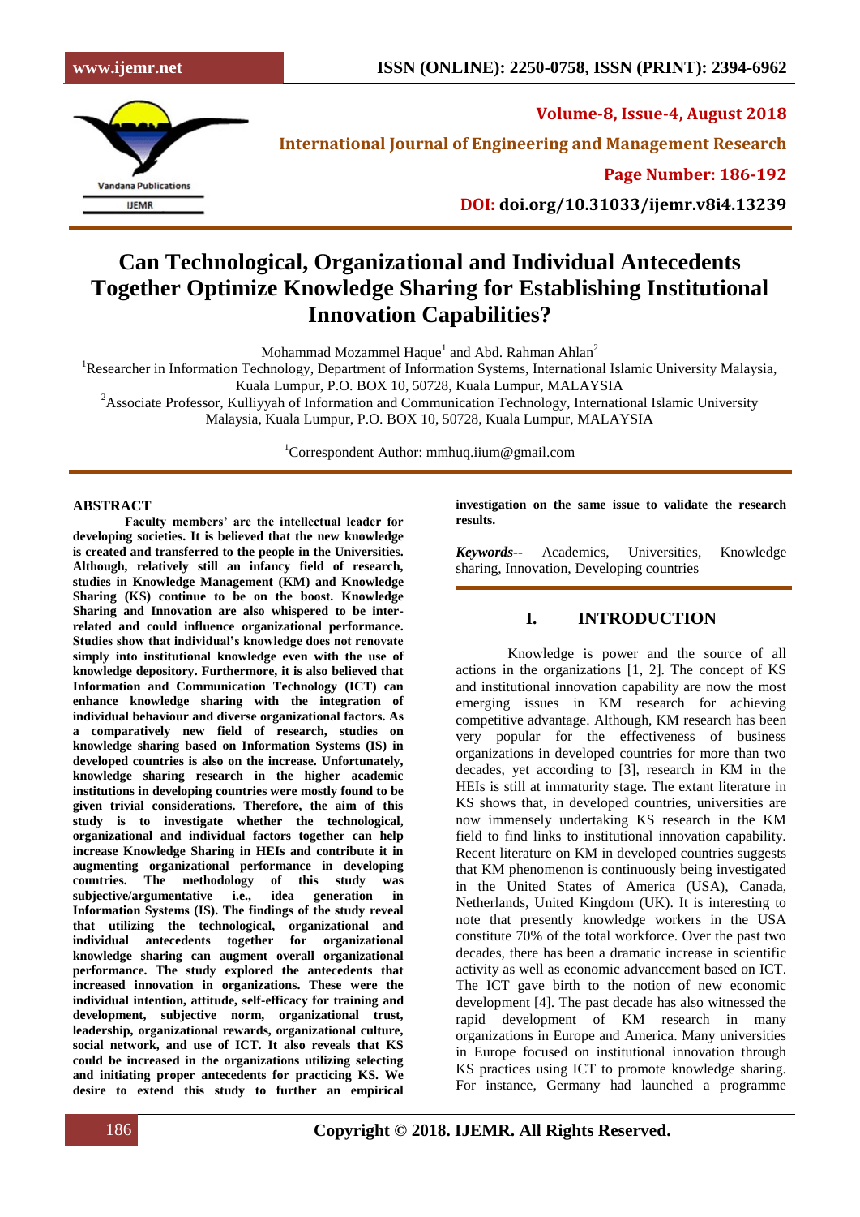# Can Technological, Organizational and Individual Antecedents Together Optimize Knowledge Sharing for Establishing Institutional Innovation Capabilities?

Mohammad Mozammel Haque[1] and Abd. Rahman Ahlan[2]

[1]Researcher in Information Technology, Department of Information Systems, International Islamic University Malaysia, Kuala Lumpur, P.O. BOX 10, 50728, Kuala Lumpur, MALAYSIA

[2]Associate Professor, Kulliyyah of Information and Communication Technology, International Islamic University Malaysia, Kuala Lumpur, P.O. BOX 10, 50728, Kuala Lumpur, MALAYSIA

[1]Correspondent Author: mmhuq.iium@gmail.com

## ABSTRACT

**Faculty members' are the intellectual leader for developing societies. It is believed that the new knowledge is created and transferred to the people in the Universities. Although, relatively still an infancy field of research, studies in Knowledge Management (KM) and Knowledge Sharing (KS) continue to be on the boost. Knowledge Sharing and Innovation are also whispered to be inter-related and could influence organizational performance. Studies show that individual's knowledge does not renovate simply into institutional knowledge even with the use of knowledge depository. Furthermore, it is also believed that Information and Communication Technology (ICT) can enhance knowledge sharing with the integration of individual behaviour and diverse organizational factors. As a comparatively new field of research, studies on knowledge sharing based on Information Systems (IS) in developed countries is also on the increase. Unfortunately, knowledge sharing research in the higher academic institutions in developing countries were mostly found to be given trivial considerations. Therefore, the aim of this study is to investigate whether the technological, organizational and individual factors together can help increase Knowledge Sharing in HEIs and contribute it in augmenting organizational performance in developing countries. The methodology of this study was subjective/argumentative i.e., idea generation in Information Systems (IS). The findings of the study reveal that utilizing the technological, organizational and individual antecedents together for organizational knowledge sharing can augment overall organizational performance. The study explored the antecedents that increased innovation in organizations. These were the individual intention, attitude, self-efficacy for training and development, subjective norm, organizational trust, leadership, organizational rewards, organizational culture, social network, and use of ICT. It also reveals that KS could be increased in the organizations utilizing selecting and initiating proper antecedents for practicing KS. We desire to extend this study to further an empirical investigation on the same issue to validate the research results.**

***Keywords--*** Academics, Universities, Knowledge sharing, Innovation, Developing countries

## I. INTRODUCTION

Knowledge is power and the source of all actions in the organizations [1, 2]. The concept of KS and institutional innovation capability are now the most emerging issues in KM research for achieving competitive advantage. Although, KM research has been very popular for the effectiveness of business organizations in developed countries for more than two decades, yet according to [3], research in KM in the HEIs is still at immaturity stage. The extant literature in KS shows that, in developed countries, universities are now immensely undertaking KS research in the KM field to find links to institutional innovation capability. Recent literature on KM in developed countries suggests that KM phenomenon is continuously being investigated in the United States of America (USA), Canada, Netherlands, United Kingdom (UK). It is interesting to note that presently knowledge workers in the USA constitute 70% of the total workforce. Over the past two decades, there has been a dramatic increase in scientific activity as well as economic advancement based on ICT. The ICT gave birth to the notion of new economic development [4]. The past decade has also witnessed the rapid development of KM research in many organizations in Europe and America. Many universities in Europe focused on institutional innovation through KS practices using ICT to promote knowledge sharing. For instance, Germany had launched a programme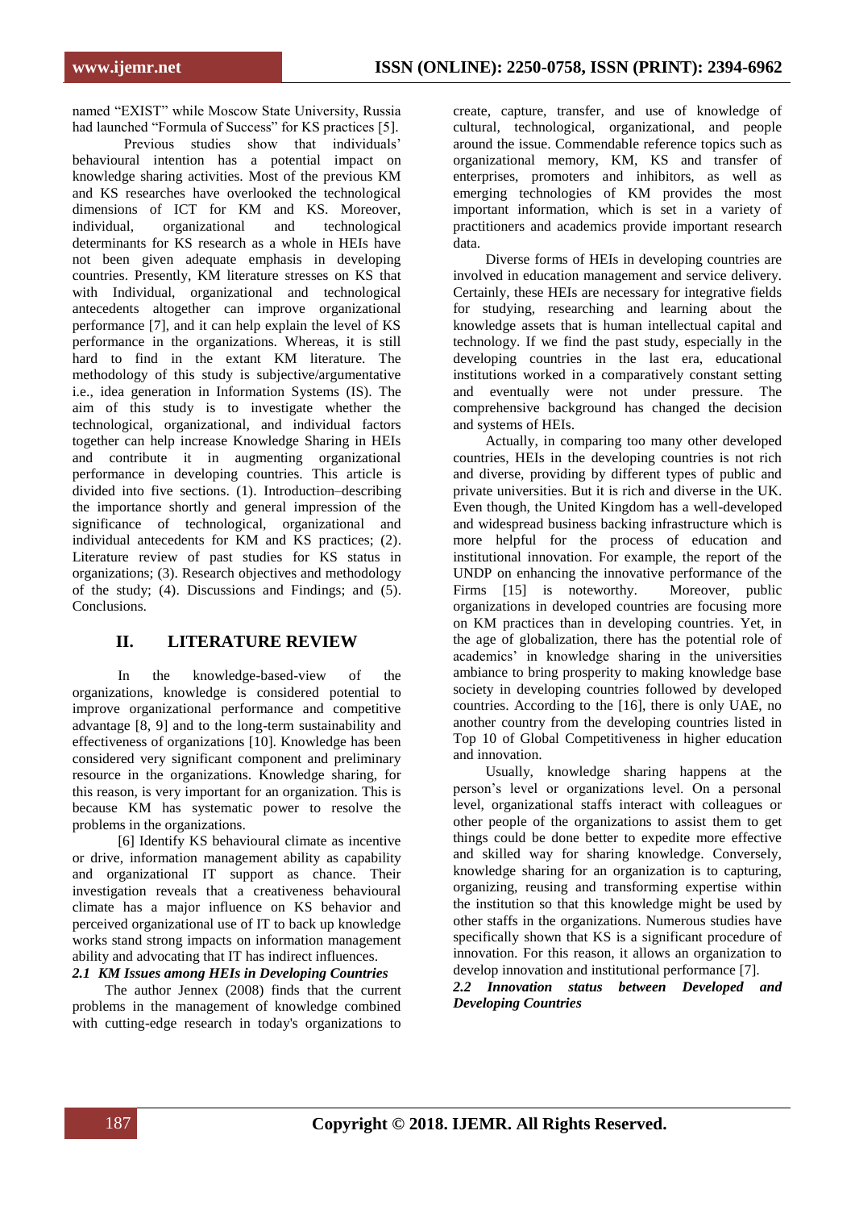named "EXIST" while Moscow State University, Russia had launched "Formula of Success" for KS practices [5].

Previous studies show that individuals' behavioural intention has a potential impact on knowledge sharing activities. Most of the previous KM and KS researches have overlooked the technological dimensions of ICT for KM and KS. Moreover, individual, organizational and technological determinants for KS research as a whole in HEIs have not been given adequate emphasis in developing countries. Presently, KM literature stresses on KS that with Individual, organizational and technological antecedents altogether can improve organizational performance [7], and it can help explain the level of KS performance in the organizations. Whereas, it is still hard to find in the extant KM literature. The methodology of this study is subjective/argumentative i.e., idea generation in Information Systems (IS). The aim of this study is to investigate whether the technological, organizational, and individual factors together can help increase Knowledge Sharing in HEIs and contribute it in augmenting organizational performance in developing countries. This article is divided into five sections. (1). Introduction–describing the importance shortly and general impression of the significance of technological, organizational and individual antecedents for KM and KS practices; (2). Literature review of past studies for KS status in organizations; (3). Research objectives and methodology of the study; (4). Discussions and Findings; and (5). Conclusions.

## II. LITERATURE REVIEW

In the knowledge-based-view of the organizations, knowledge is considered potential to improve organizational performance and competitive advantage [8, 9] and to the long-term sustainability and effectiveness of organizations [10]. Knowledge has been considered very significant component and preliminary resource in the organizations. Knowledge sharing, for this reason, is very important for an organization. This is because KM has systematic power to resolve the problems in the organizations.

[6] Identify KS behavioural climate as incentive or drive, information management ability as capability and organizational IT support as chance. Their investigation reveals that a creativeness behavioural climate has a major influence on KS behavior and perceived organizational use of IT to back up knowledge works stand strong impacts on information management ability and advocating that IT has indirect influences.

### *2.1 KM Issues among HEIs in Developing Countries*

The author Jennex (2008) finds that the current problems in the management of knowledge combined with cutting-edge research in today's organizations to create, capture, transfer, and use of knowledge of cultural, technological, organizational, and people around the issue. Commendable reference topics such as organizational memory, KM, KS and transfer of enterprises, promoters and inhibitors, as well as emerging technologies of KM provides the most important information, which is set in a variety of practitioners and academics provide important research data.

Diverse forms of HEIs in developing countries are involved in education management and service delivery. Certainly, these HEIs are necessary for integrative fields for studying, researching and learning about the knowledge assets that is human intellectual capital and technology. If we find the past study, especially in the developing countries in the last era, educational institutions worked in a comparatively constant setting and eventually were not under pressure. The comprehensive background has changed the decision and systems of HEIs.

Actually, in comparing too many other developed countries, HEIs in the developing countries is not rich and diverse, providing by different types of public and private universities. But it is rich and diverse in the UK. Even though, the United Kingdom has a well-developed and widespread business backing infrastructure which is more helpful for the process of education and institutional innovation. For example, the report of the UNDP on enhancing the innovative performance of the Firms [15] is noteworthy. Moreover, public organizations in developed countries are focusing more on KM practices than in developing countries. Yet, in the age of globalization, there has the potential role of academics' in knowledge sharing in the universities ambiance to bring prosperity to making knowledge base society in developing countries followed by developed countries. According to the [16], there is only UAE, no another country from the developing countries listed in Top 10 of Global Competitiveness in higher education and innovation.

Usually, knowledge sharing happens at the person's level or organizations level. On a personal level, organizational staffs interact with colleagues or other people of the organizations to assist them to get things could be done better to expedite more effective and skilled way for sharing knowledge. Conversely, knowledge sharing for an organization is to capturing, organizing, reusing and transforming expertise within the institution so that this knowledge might be used by other staffs in the organizations. Numerous studies have specifically shown that KS is a significant procedure of innovation. For this reason, it allows an organization to develop innovation and institutional performance [7].

### *2.2 Innovation status between Developed and Developing Countries*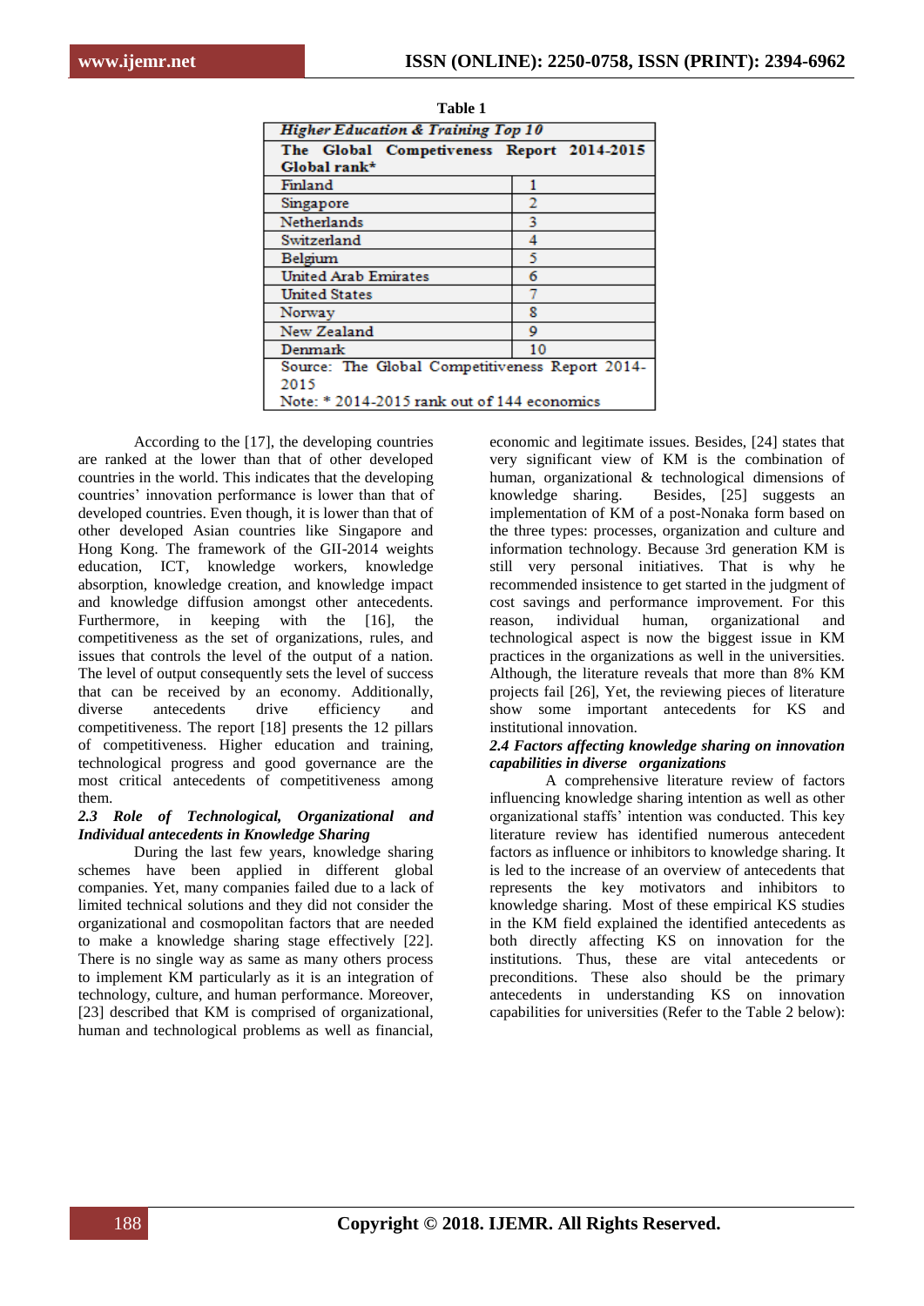**Table 1**

| *Higher Education & Training Top 10* | |
|---|---|
| **The Global Competiveness Report 2014-2015 Global rank*** | |
| Finland | 1 |
| Singapore | 2 |
| Netherlands | 3 |
| Switzerland | 4 |
| Belgium | 5 |
| United Arab Emirates | 6 |
| United States | 7 |
| Norway | 8 |
| New Zealand | 9 |
| Denmark | 10 |
| Source: The Global Competitiveness Report 2014-2015 Note: * 2014-2015 rank out of 144 economics | |

According to the [17], the developing countries are ranked at the lower than that of other developed countries in the world. This indicates that the developing countries' innovation performance is lower than that of developed countries. Even though, it is lower than that of other developed Asian countries like Singapore and Hong Kong. The framework of the GII-2014 weights education, ICT, knowledge workers, knowledge absorption, knowledge creation, and knowledge impact and knowledge diffusion amongst other antecedents. Furthermore, in keeping with the [16], the competitiveness as the set of organizations, rules, and issues that controls the level of the output of a nation. The level of output consequently sets the level of success that can be received by an economy. Additionally, diverse antecedents drive efficiency and competitiveness. The report [18] presents the 12 pillars of competitiveness. Higher education and training, technological progress and good governance are the most critical antecedents of competitiveness among them.

### *2.3 Role of Technological, Organizational and Individual antecedents in Knowledge Sharing*

During the last few years, knowledge sharing schemes have been applied in different global companies. Yet, many companies failed due to a lack of limited technical solutions and they did not consider the organizational and cosmopolitan factors that are needed to make a knowledge sharing stage effectively [22]. There is no single way as same as many others process to implement KM particularly as it is an integration of technology, culture, and human performance. Moreover, [23] described that KM is comprised of organizational, human and technological problems as well as financial, economic and legitimate issues. Besides, [24] states that very significant view of KM is the combination of human, organizational & technological dimensions of knowledge sharing. Besides, [25] suggests an implementation of KM of a post-Nonaka form based on the three types: processes, organization and culture and information technology. Because 3rd generation KM is still very personal initiatives. That is why he recommended insistence to get started in the judgment of cost savings and performance improvement. For this reason, individual human, organizational and technological aspect is now the biggest issue in KM practices in the organizations as well in the universities. Although, the literature reveals that more than 8% KM projects fail [26], Yet, the reviewing pieces of literature show some important antecedents for KS and institutional innovation.

### *2.4 Factors affecting knowledge sharing on innovation capabilities in diverse organizations*

A comprehensive literature review of factors influencing knowledge sharing intention as well as other organizational staffs' intention was conducted. This key literature review has identified numerous antecedent factors as influence or inhibitors to knowledge sharing. It is led to the increase of an overview of antecedents that represents the key motivators and inhibitors to knowledge sharing. Most of these empirical KS studies in the KM field explained the identified antecedents as both directly affecting KS on innovation for the institutions. Thus, these are vital antecedents or preconditions. These also should be the primary antecedents in understanding KS on innovation capabilities for universities (Refer to the Table 2 below):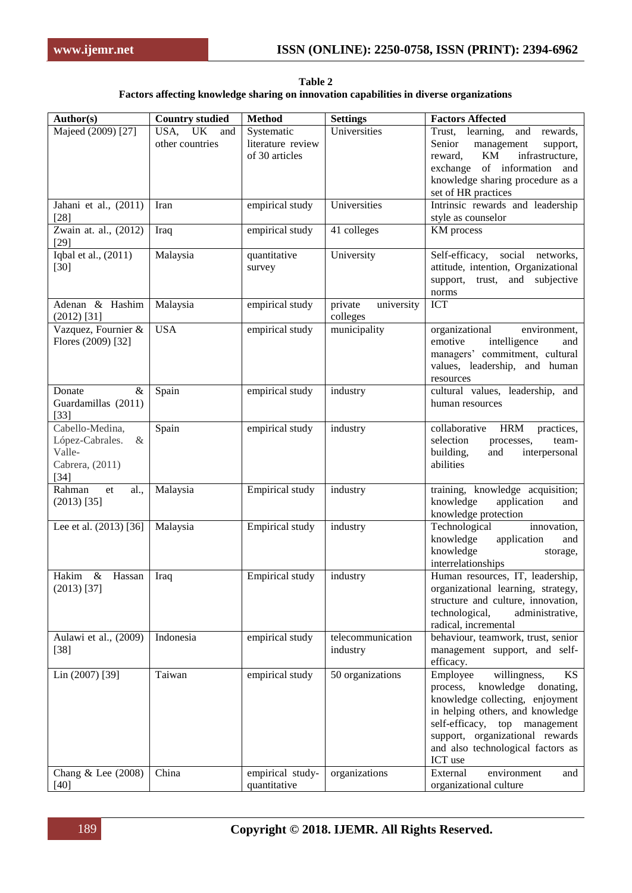**Table 2**
**Factors affecting knowledge sharing on innovation capabilities in diverse organizations**

| Author(s) | Country studied | Method | Settings | Factors Affected |
|---|---|---|---|---|
| Majeed (2009) [27] | USA, UK and other countries | Systematic literature review of 30 articles | Universities | Trust, learning, and rewards, Senior management support, reward, KM infrastructure, exchange of information and knowledge sharing procedure as a set of HR practices |
| Jahani et al., (2011) [28] | Iran | empirical study | Universities | Intrinsic rewards and leadership style as counselor |
| Zwain at. al., (2012) [29] | Iraq | empirical study | 41 colleges | KM process |
| Iqbal et al., (2011) [30] | Malaysia | quantitative survey | University | Self-efficacy, social networks, attitude, intention, Organizational support, trust, and subjective norms |
| Adenan & Hashim (2012) [31] | Malaysia | empirical study | private university colleges | ICT |
| Vazquez, Fournier & Flores (2009) [32] | USA | empirical study | municipality | organizational environment, emotive intelligence and managers' commitment, cultural values, leadership, and human resources |
| Donate & Guardamillas (2011) [33] | Spain | empirical study | industry | cultural values, leadership, and human resources |
| Cabello-Medina, López-Cabrales. & Valle-Cabrera, (2011) [34] | Spain | empirical study | industry | collaborative HRM practices, selection processes, team-building, and interpersonal abilities |
| Rahman et al., (2013) [35] | Malaysia | Empirical study | industry | training, knowledge acquisition; knowledge application and knowledge protection |
| Lee et al. (2013) [36] | Malaysia | Empirical study | industry | Technological innovation, knowledge application and knowledge storage, interrelationships |
| Hakim & Hassan (2013) [37] | Iraq | Empirical study | industry | Human resources, IT, leadership, organizational learning, strategy, structure and culture, innovation, technological, administrative, radical, incremental |
| Aulawi et al., (2009) [38] | Indonesia | empirical study | telecommunication industry | behaviour, teamwork, trust, senior management support, and self-efficacy. |
| Lin (2007) [39] | Taiwan | empirical study | 50 organizations | Employee willingness, KS process, knowledge donating, knowledge collecting, enjoyment in helping others, and knowledge self-efficacy, top management support, organizational rewards and also technological factors as ICT use |
| Chang & Lee (2008) [40] | China | empirical study-quantitative | organizations | External environment and organizational culture |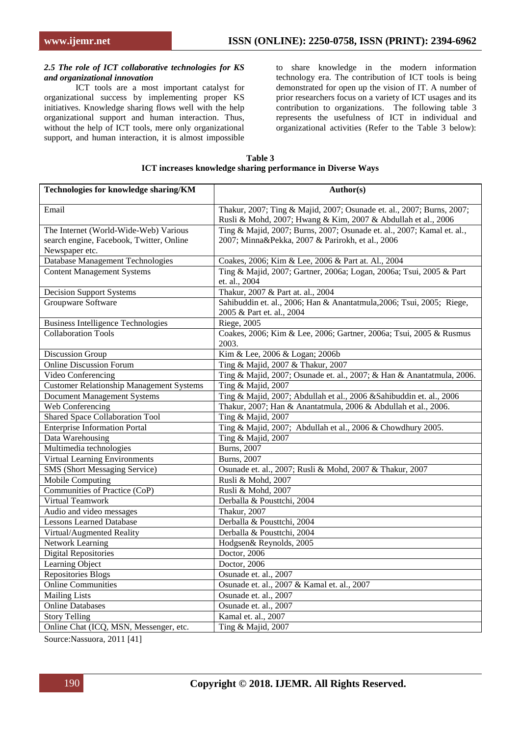### *2.5 The role of ICT collaborative technologies for KS and organizational innovation*

ICT tools are a most important catalyst for organizational success by implementing proper KS initiatives. Knowledge sharing flows well with the help organizational support and human interaction. Thus, without the help of ICT tools, mere only organizational support, and human interaction, it is almost impossible to share knowledge in the modern information technology era. The contribution of ICT tools is being demonstrated for open up the vision of IT. A number of prior researchers focus on a variety of ICT usages and its contribution to organizations. The following table 3 represents the usefulness of ICT in individual and organizational activities (Refer to the Table 3 below):

**Table 3**
**ICT increases knowledge sharing performance in Diverse Ways**

| Technologies for knowledge sharing/KM | Author(s) |
|---|---|
| Email | Thakur, 2007; Ting & Majid, 2007; Osunade et. al., 2007; Burns, 2007; Rusli & Mohd, 2007; Hwang & Kim, 2007 & Abdullah et al., 2006 |
| The Internet (World-Wide-Web) Various search engine, Facebook, Twitter, Online Newspaper etc. | Ting & Majid, 2007; Burns, 2007; Osunade et. al., 2007; Kamal et. al., 2007; Minna&Pekka, 2007 & Parirokh, et al., 2006 |
| Database Management Technologies | Coakes, 2006; Kim & Lee, 2006 & Part at. Al., 2004 |
| Content Management Systems | Ting & Majid, 2007; Gartner, 2006a; Logan, 2006a; Tsui, 2005 & Part et. al., 2004 |
| Decision Support Systems | Thakur, 2007 & Part at. al., 2004 |
| Groupware Software | Sahibuddin et. al., 2006; Han & Anantatmula,2006; Tsui, 2005; Riege, 2005 & Part et. al., 2004 |
| Business Intelligence Technologies | Riege, 2005 |
| Collaboration Tools | Coakes, 2006; Kim & Lee, 2006; Gartner, 2006a; Tsui, 2005 & Rusmus 2003. |
| Discussion Group | Kim & Lee, 2006 & Logan; 2006b |
| Online Discussion Forum | Ting & Majid, 2007 & Thakur, 2007 |
| Video Conferencing | Ting & Majid, 2007; Osunade et. al., 2007; & Han & Anantatmula, 2006. |
| Customer Relationship Management Systems | Ting & Majid, 2007 |
| Document Management Systems | Ting & Majid, 2007; Abdullah et al., 2006 &Sahibuddin et. al., 2006 |
| Web Conferencing | Thakur, 2007; Han & Anantatmula, 2006 & Abdullah et al., 2006. |
| Shared Space Collaboration Tool | Ting & Majid, 2007 |
| Enterprise Information Portal | Ting & Majid, 2007; Abdullah et al., 2006 & Chowdhury 2005. |
| Data Warehousing | Ting & Majid, 2007 |
| Multimedia technologies | Burns, 2007 |
| Virtual Learning Environments | Burns, 2007 |
| SMS (Short Messaging Service) | Osunade et. al., 2007; Rusli & Mohd, 2007 & Thakur, 2007 |
| Mobile Computing | Rusli & Mohd, 2007 |
| Communities of Practice (CoP) | Rusli & Mohd, 2007 |
| Virtual Teamwork | Derballa & Pousttchi, 2004 |
| Audio and video messages | Thakur, 2007 |
| Lessons Learned Database | Derballa & Pousttchi, 2004 |
| Virtual/Augmented Reality | Derballa & Pousttchi, 2004 |
| Network Learning | Hodgsen& Reynolds, 2005 |
| Digital Repositories | Doctor, 2006 |
| Learning Object | Doctor, 2006 |
| Repositories Blogs | Osunade et. al., 2007 |
| Online Communities | Osunade et. al., 2007 & Kamal et. al., 2007 |
| Mailing Lists | Osunade et. al., 2007 |
| Online Databases | Osunade et. al., 2007 |
| Story Telling | Kamal et. al., 2007 |
| Online Chat (ICQ, MSN, Messenger, etc. | Ting & Majid, 2007 |

Source:Nassuora, 2011 [41]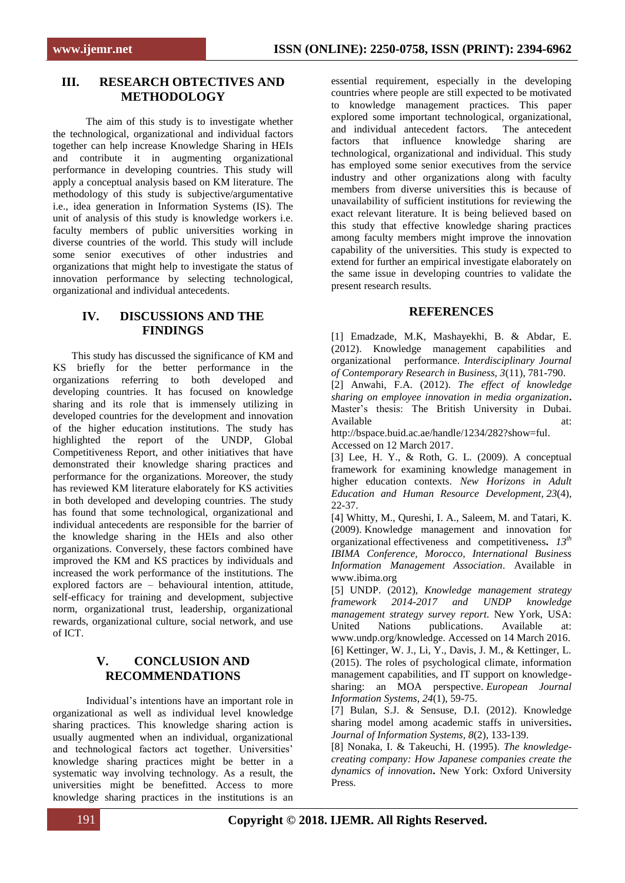## III. RESEARCH OBJECTIVES AND METHODOLOGY

The aim of this study is to investigate whether the technological, organizational and individual factors together can help increase Knowledge Sharing in HEIs and contribute it in augmenting organizational performance in developing countries. This study will apply a conceptual analysis based on KM literature. The methodology of this study is subjective/argumentative i.e., idea generation in Information Systems (IS). The unit of analysis of this study is knowledge workers i.e. faculty members of public universities working in diverse countries of the world. This study will include some senior executives of other industries and organizations that might help to investigate the status of innovation performance by selecting technological, organizational and individual antecedents.

## IV. DISCUSSIONS AND THE FINDINGS

This study has discussed the significance of KM and KS briefly for the better performance in the organizations referring to both developed and developing countries. It has focused on knowledge sharing and its role that is immensely utilizing in developed countries for the development and innovation of the higher education institutions. The study has highlighted the report of the UNDP, Global Competitiveness Report, and other initiatives that have demonstrated their knowledge sharing practices and performance for the organizations. Moreover, the study has reviewed KM literature elaborately for KS activities in both developed and developing countries. The study has found that some technological, organizational and individual antecedents are responsible for the barrier of the knowledge sharing in the HEIs and also other organizations. Conversely, these factors combined have improved the KM and KS practices by individuals and increased the work performance of the institutions. The explored factors are – behavioural intention, attitude, self-efficacy for training and development, subjective norm, organizational trust, leadership, organizational rewards, organizational culture, social network, and use of ICT.

## V. CONCLUSION AND RECOMMENDATIONS

Individual's intentions have an important role in organizational as well as individual level knowledge sharing practices. This knowledge sharing action is usually augmented when an individual, organizational and technological factors act together. Universities' knowledge sharing practices might be better in a systematic way involving technology. As a result, the universities might be benefitted. Access to more knowledge sharing practices in the institutions is an essential requirement, especially in the developing countries where people are still expected to be motivated to knowledge management practices. This paper explored some important technological, organizational, and individual antecedent factors. The antecedent factors that influence knowledge sharing are technological, organizational and individual. This study has employed some senior executives from the service industry and other organizations along with faculty members from diverse universities this is because of unavailability of sufficient institutions for reviewing the exact relevant literature. It is being believed based on this study that effective knowledge sharing practices among faculty members might improve the innovation capability of the universities. This study is expected to extend for further an empirical investigate elaborately on the same issue in developing countries to validate the present research results.

## REFERENCES

[1] Emadzade, M.K, Mashayekhi, B. & Abdar, E. (2012). Knowledge management capabilities and organizational performance. *Interdisciplinary Journal of Contemporary Research in Business, 3*(11), 781-790.

[2] Anwahi, F.A. (2012). *The effect of knowledge sharing on employee innovation in media organization***.** Master's thesis: The British University in Dubai. Available at: http://bspace.buid.ac.ae/handle/1234/282?show=ful. Accessed on 12 March 2017.

[3] Lee, H. Y., & Roth, G. L. (2009). A conceptual framework for examining knowledge management in higher education contexts. *New Horizons in Adult Education and Human Resource Development, 23*(4), 22-37.

[4] Whitty, M., Qureshi, I. A., Saleem, M. and Tatari, K. (2009). Knowledge management and innovation for organizational effectiveness and competitiveness**.** *13th IBIMA Conference, Morocco, International Business Information Management Association*. Available in www.ibima.org

[5] UNDP. (2012), *Knowledge management strategy framework 2014-2017 and UNDP knowledge management strategy survey report*. New York, USA: United Nations publications. Available at: www.undp.org/knowledge. Accessed on 14 March 2016.

[6] Kettinger, W. J., Li, Y., Davis, J. M., & Kettinger, L. (2015). The roles of psychological climate, information management capabilities, and IT support on knowledge-sharing: an MOA perspective. *European Journal Information Systems, 24*(1), 59-75.

[7] Bulan, S.J. & Sensuse, D.I. (2012). Knowledge sharing model among academic staffs in universities**.** *Journal of Information Systems, 8*(2), 133-139.

[8] Nonaka, I. & Takeuchi, H. (1995). *The knowledge-creating company: How Japanese companies create the dynamics of innovation***.** New York: Oxford University Press.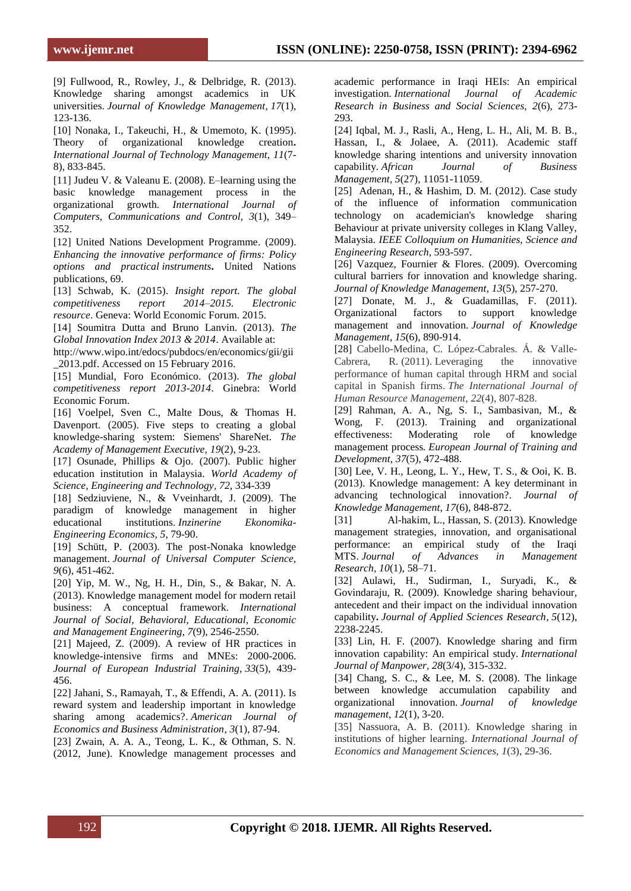[9] Fullwood, R., Rowley, J., & Delbridge, R. (2013). Knowledge sharing amongst academics in UK universities. *Journal of Knowledge Management, 17*(1), 123-136.

[10] Nonaka, I., Takeuchi, H., & Umemoto, K. (1995). Theory of organizational knowledge creation**.** *International Journal of Technology Management, 11*(7-8), 833-845.

[11] Judeu V. & Valeanu E. (2008). E–learning using the basic knowledge management process in the organizational growth. *International Journal of Computers, Communications and Control, 3*(1), 349–352.

[12] United Nations Development Programme. (2009). *Enhancing the innovative performance of firms: Policy options and practical instruments***.** United Nations publications, 69.

[13] Schwab, K. (2015). *Insight report. The global competitiveness report 2014–2015. Electronic resource*. Geneva: World Economic Forum. 2015.

[14] Soumitra Dutta and Bruno Lanvin. (2013). *The Global Innovation Index 2013 & 2014*. Available at: http://www.wipo.int/edocs/pubdocs/en/economics/gii/gii_2013.pdf. Accessed on 15 February 2016.

[15] Mundial, Foro Económico. (2013). *The global competitiveness report 2013-2014*. Ginebra: World Economic Forum.

[16] Voelpel, Sven C., Malte Dous, & Thomas H. Davenport. (2005). Five steps to creating a global knowledge-sharing system: Siemens' ShareNet. *The Academy of Management Executive, 19*(2), 9-23.

[17] Osunade, Phillips & Ojo. (2007). Public higher education institution in Malaysia. *World Academy of Science, Engineering and Technology, 72,* 334-339

[18] Sedziuviene, N., & Vveinhardt, J. (2009). The paradigm of knowledge management in higher educational institutions. *Inzinerine Ekonomika-Engineering Economics, 5,* 79-90.

[19] Schütt, P. (2003). The post-Nonaka knowledge management. *Journal of Universal Computer Science, 9*(6), 451-462.

[20] Yip, M. W., Ng, H. H., Din, S., & Bakar, N. A. (2013). Knowledge management model for modern retail business: A conceptual framework. *International Journal of Social, Behavioral, Educational, Economic and Management Engineering, 7*(9), 2546-2550.

[21] Majeed, Z. (2009). A review of HR practices in knowledge-intensive firms and MNEs: 2000-2006. *Journal of European Industrial Training, 33*(5), 439-456.

[22] Jahani, S., Ramayah, T., & Effendi, A. A. (2011). Is reward system and leadership important in knowledge sharing among academics?. *American Journal of Economics and Business Administration, 3*(1), 87-94.

[23] Zwain, A. A. A., Teong, L. K., & Othman, S. N. (2012, June). Knowledge management processes and academic performance in Iraqi HEIs: An empirical investigation. *International Journal of Academic Research in Business and Social Sciences, 2*(6), 273-293.

[24] Iqbal, M. J., Rasli, A., Heng, L. H., Ali, M. B. B., Hassan, I., & Jolaee, A. (2011). Academic staff knowledge sharing intentions and university innovation capability. *African Journal of Business Management, 5*(27), 11051-11059.

[25] Adenan, H., & Hashim, D. M. (2012). Case study of the influence of information communication technology on academician's knowledge sharing Behaviour at private university colleges in Klang Valley, Malaysia. *IEEE Colloquium on Humanities, Science and Engineering Research,* 593-597.

[26] Vazquez, Fournier & Flores. (2009). Overcoming cultural barriers for innovation and knowledge sharing. *Journal of Knowledge Management, 13*(5), 257-270.

[27] Donate, M. J., & Guadamillas, F. (2011). Organizational factors to support knowledge management and innovation. *Journal of Knowledge Management, 15*(6), 890-914.

[28] Cabello-Medina, C. López-Cabrales. Á. & Valle-Cabrera, R. (2011). Leveraging the innovative performance of human capital through HRM and social capital in Spanish firms. *The International Journal of Human Resource Management, 22*(4), 807-828.

[29] Rahman, A. A., Ng, S. I., Sambasivan, M., & Wong, F. (2013). Training and organizational effectiveness: Moderating role of knowledge management process. *European Journal of Training and Development, 37*(5), 472-488.

[30] Lee, V. H., Leong, L. Y., Hew, T. S., & Ooi, K. B. (2013). Knowledge management: A key determinant in advancing technological innovation?. *Journal of Knowledge Management, 17*(6), 848-872.

[31] Al-hakim, L., Hassan, S. (2013). Knowledge management strategies, innovation, and organisational performance: an empirical study of the Iraqi MTS. *Journal of Advances in Management Research, 10*(1), 58–71.

[32] Aulawi, H., Sudirman, I., Suryadi, K., & Govindaraju, R. (2009). Knowledge sharing behaviour, antecedent and their impact on the individual innovation capability**.** *Journal of Applied Sciences Research, 5*(12), 2238-2245.

[33] Lin, H. F. (2007). Knowledge sharing and firm innovation capability: An empirical study. *International Journal of Manpower, 28*(3/4), 315-332.

[34] Chang, S. C., & Lee, M. S. (2008). The linkage between knowledge accumulation capability and organizational innovation. *Journal of knowledge management, 12*(1), 3-20.

[35] Nassuora, A. B. (2011). Knowledge sharing in institutions of higher learning. *International Journal of Economics and Management Sciences, 1*(3), 29-36.